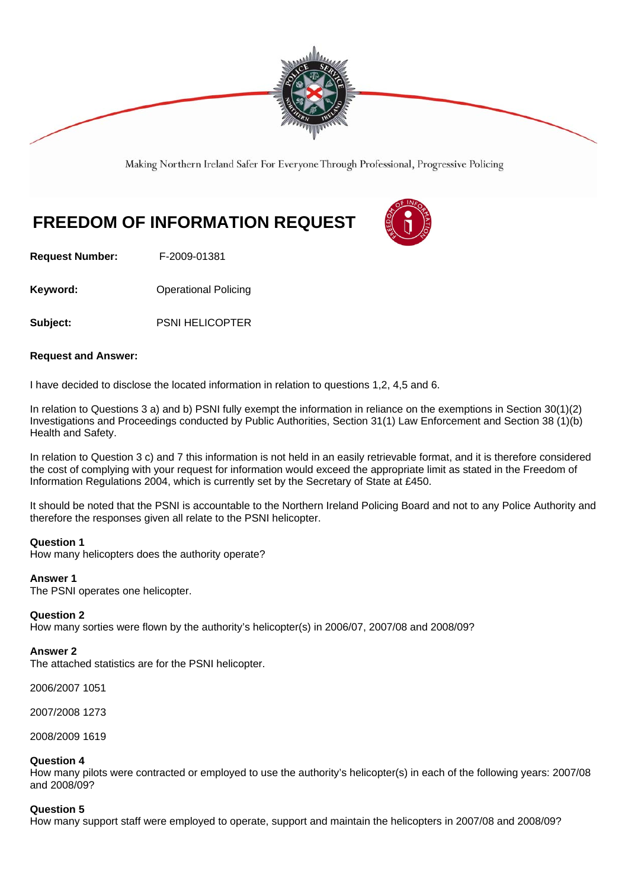Making Northern Ireland Safer For Everyone Through Professional, Progressive Policing

# FREEDOM OF INFORMATION REQUEST

**Request Number:** F-2009-01381

**Keyword:** Operational Policing

**Subject:** PSNI HELICOPTER

**Request and Answer:**

I have decided to disclose the located information in relation to questions 1,2, 4,5 and 6.

In relation to Questions 3 a) and b) PSNI fully exempt the information in reliance on the exemptions in Section 30(1)(2) Investigations and Proceedings conducted by Public Authorities, Section 31(1) Law Enforcement and Section 38 (1)(b) Health and Safety.

In relation to Question 3 c) and 7 this information is not held in an easily retrievable format, and it is therefore considered the cost of complying with your request for information would exceed the appropriate limit as stated in the Freedom of Information Regulations 2004, which is currently set by the Secretary of State at £450.

It should be noted that the PSNI is accountable to the Northern Ireland Policing Board and not to any Police Authority and therefore the responses given all relate to the PSNI helicopter.

**Question 1**
How many helicopters does the authority operate?

**Answer 1**
The PSNI operates one helicopter.

**Question 2**
How many sorties were flown by the authority's helicopter(s) in 2006/07, 2007/08 and 2008/09?

**Answer 2**
The attached statistics are for the PSNI helicopter.

2006/2007 1051

2007/2008 1273

2008/2009 1619

**Question 4**
How many pilots were contracted or employed to use the authority's helicopter(s) in each of the following years: 2007/08 and 2008/09?

**Question 5**
How many support staff were employed to operate, support and maintain the helicopters in 2007/08 and 2008/09?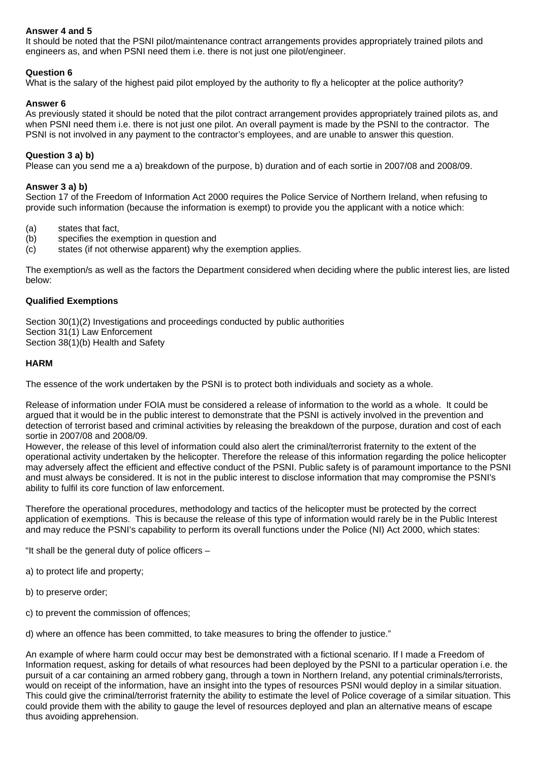**Answer 4 and 5**
It should be noted that the PSNI pilot/maintenance contract arrangements provides appropriately trained pilots and engineers as, and when PSNI need them i.e. there is not just one pilot/engineer.

**Question 6**
What is the salary of the highest paid pilot employed by the authority to fly a helicopter at the police authority?

**Answer 6**
As previously stated it should be noted that the pilot contract arrangement provides appropriately trained pilots as, and when PSNI need them i.e. there is not just one pilot. An overall payment is made by the PSNI to the contractor. The PSNI is not involved in any payment to the contractor's employees, and are unable to answer this question.

**Question 3 a) b)**
Please can you send me a a) breakdown of the purpose, b) duration and of each sortie in 2007/08 and 2008/09.

**Answer 3 a) b)**
Section 17 of the Freedom of Information Act 2000 requires the Police Service of Northern Ireland, when refusing to provide such information (because the information is exempt) to provide you the applicant with a notice which:

(a) states that fact,
(b) specifies the exemption in question and
(c) states (if not otherwise apparent) why the exemption applies.

The exemption/s as well as the factors the Department considered when deciding where the public interest lies, are listed below:

**Qualified Exemptions**

Section 30(1)(2) Investigations and proceedings conducted by public authorities
Section 31(1) Law Enforcement
Section 38(1)(b) Health and Safety

**HARM**

The essence of the work undertaken by the PSNI is to protect both individuals and society as a whole.

Release of information under FOIA must be considered a release of information to the world as a whole. It could be argued that it would be in the public interest to demonstrate that the PSNI is actively involved in the prevention and detection of terrorist based and criminal activities by releasing the breakdown of the purpose, duration and cost of each sortie in 2007/08 and 2008/09.
However, the release of this level of information could also alert the criminal/terrorist fraternity to the extent of the operational activity undertaken by the helicopter. Therefore the release of this information regarding the police helicopter may adversely affect the efficient and effective conduct of the PSNI. Public safety is of paramount importance to the PSNI and must always be considered. It is not in the public interest to disclose information that may compromise the PSNI's ability to fulfil its core function of law enforcement.

Therefore the operational procedures, methodology and tactics of the helicopter must be protected by the correct application of exemptions. This is because the release of this type of information would rarely be in the Public Interest and may reduce the PSNI's capability to perform its overall functions under the Police (NI) Act 2000, which states:

"It shall be the general duty of police officers –

a) to protect life and property;

b) to preserve order;

c) to prevent the commission of offences;

d) where an offence has been committed, to take measures to bring the offender to justice."

An example of where harm could occur may best be demonstrated with a fictional scenario. If I made a Freedom of Information request, asking for details of what resources had been deployed by the PSNI to a particular operation i.e. the pursuit of a car containing an armed robbery gang, through a town in Northern Ireland, any potential criminals/terrorists, would on receipt of the information, have an insight into the types of resources PSNI would deploy in a similar situation. This could give the criminal/terrorist fraternity the ability to estimate the level of Police coverage of a similar situation. This could provide them with the ability to gauge the level of resources deployed and plan an alternative means of escape thus avoiding apprehension.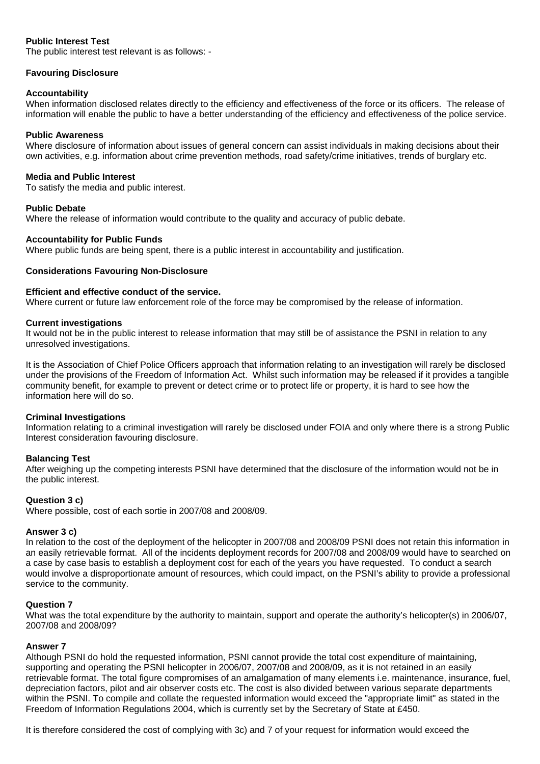**Public Interest Test**

The public interest test relevant is as follows: -

**Favouring Disclosure**

**Accountability**

When information disclosed relates directly to the efficiency and effectiveness of the force or its officers. The release of information will enable the public to have a better understanding of the efficiency and effectiveness of the police service.

**Public Awareness**

Where disclosure of information about issues of general concern can assist individuals in making decisions about their own activities, e.g. information about crime prevention methods, road safety/crime initiatives, trends of burglary etc.

**Media and Public Interest**

To satisfy the media and public interest.

**Public Debate**

Where the release of information would contribute to the quality and accuracy of public debate.

**Accountability for Public Funds**

Where public funds are being spent, there is a public interest in accountability and justification.

**Considerations Favouring Non-Disclosure**

**Efficient and effective conduct of the service.**

Where current or future law enforcement role of the force may be compromised by the release of information.

**Current investigations**

It would not be in the public interest to release information that may still be of assistance the PSNI in relation to any unresolved investigations.

It is the Association of Chief Police Officers approach that information relating to an investigation will rarely be disclosed under the provisions of the Freedom of Information Act. Whilst such information may be released if it provides a tangible community benefit, for example to prevent or detect crime or to protect life or property, it is hard to see how the information here will do so.

**Criminal Investigations**

Information relating to a criminal investigation will rarely be disclosed under FOIA and only where there is a strong Public Interest consideration favouring disclosure.

**Balancing Test**

After weighing up the competing interests PSNI have determined that the disclosure of the information would not be in the public interest.

**Question 3 c)**

Where possible, cost of each sortie in 2007/08 and 2008/09.

**Answer 3 c)**

In relation to the cost of the deployment of the helicopter in 2007/08 and 2008/09 PSNI does not retain this information in an easily retrievable format. All of the incidents deployment records for 2007/08 and 2008/09 would have to searched on a case by case basis to establish a deployment cost for each of the years you have requested. To conduct a search would involve a disproportionate amount of resources, which could impact, on the PSNI's ability to provide a professional service to the community.

**Question 7**

What was the total expenditure by the authority to maintain, support and operate the authority's helicopter(s) in 2006/07, 2007/08 and 2008/09?

**Answer 7**

Although PSNI do hold the requested information, PSNI cannot provide the total cost expenditure of maintaining, supporting and operating the PSNI helicopter in 2006/07, 2007/08 and 2008/09, as it is not retained in an easily retrievable format. The total figure compromises of an amalgamation of many elements i.e. maintenance, insurance, fuel, depreciation factors, pilot and air observer costs etc. The cost is also divided between various separate departments within the PSNI. To compile and collate the requested information would exceed the "appropriate limit" as stated in the Freedom of Information Regulations 2004, which is currently set by the Secretary of State at £450.

It is therefore considered the cost of complying with 3c) and 7 of your request for information would exceed the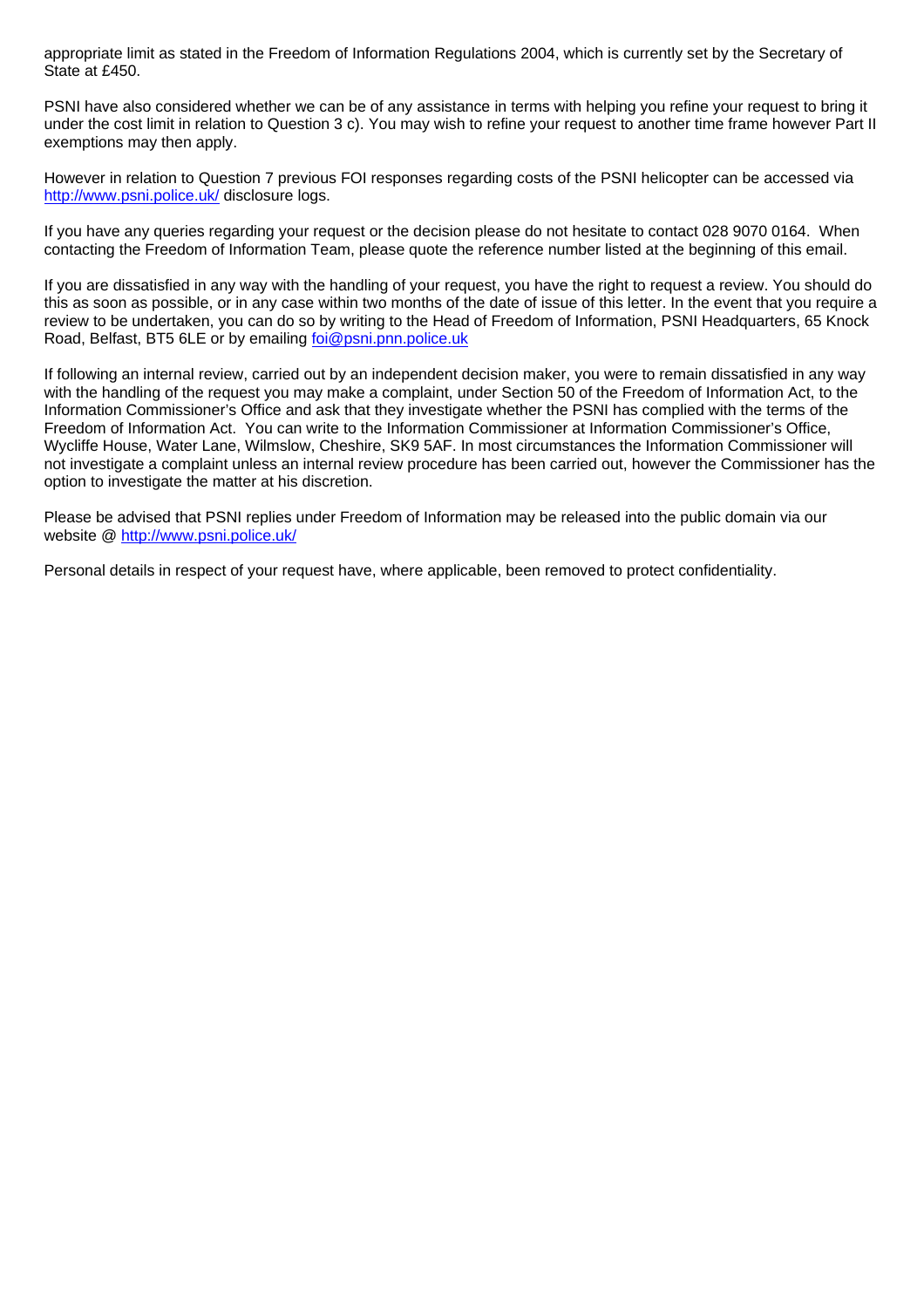appropriate limit as stated in the Freedom of Information Regulations 2004, which is currently set by the Secretary of State at £450.

PSNI have also considered whether we can be of any assistance in terms with helping you refine your request to bring it under the cost limit in relation to Question 3 c). You may wish to refine your request to another time frame however Part II exemptions may then apply.

However in relation to Question 7 previous FOI responses regarding costs of the PSNI helicopter can be accessed via http://www.psni.police.uk/ disclosure logs.

If you have any queries regarding your request or the decision please do not hesitate to contact 028 9070 0164. When contacting the Freedom of Information Team, please quote the reference number listed at the beginning of this email.

If you are dissatisfied in any way with the handling of your request, you have the right to request a review. You should do this as soon as possible, or in any case within two months of the date of issue of this letter. In the event that you require a review to be undertaken, you can do so by writing to the Head of Freedom of Information, PSNI Headquarters, 65 Knock Road, Belfast, BT5 6LE or by emailing foi@psni.pnn.police.uk

If following an internal review, carried out by an independent decision maker, you were to remain dissatisfied in any way with the handling of the request you may make a complaint, under Section 50 of the Freedom of Information Act, to the Information Commissioner's Office and ask that they investigate whether the PSNI has complied with the terms of the Freedom of Information Act. You can write to the Information Commissioner at Information Commissioner's Office, Wycliffe House, Water Lane, Wilmslow, Cheshire, SK9 5AF. In most circumstances the Information Commissioner will not investigate a complaint unless an internal review procedure has been carried out, however the Commissioner has the option to investigate the matter at his discretion.

Please be advised that PSNI replies under Freedom of Information may be released into the public domain via our website @ http://www.psni.police.uk/

Personal details in respect of your request have, where applicable, been removed to protect confidentiality.